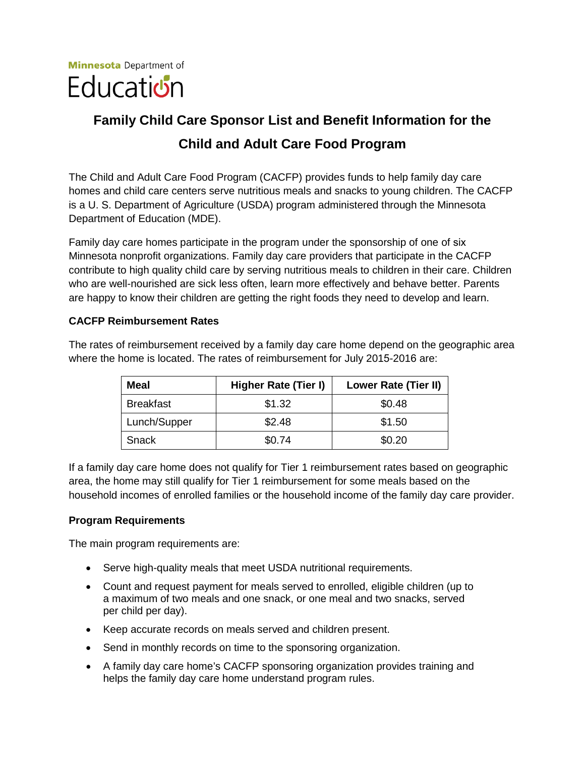Minnesota Department of Education

# Family Child Care Sponsor List and Benefit Information for the Child and Adult Care Food Program

The Child and Adult Care Food Program (CACFP) provides funds to help family day care homes and child care centers serve nutritious meals and snacks to young children. The CACFP is a U. S. Department of Agriculture (USDA) program administered through the Minnesota Department of Education (MDE).

Family day care homes participate in the program under the sponsorship of one of six Minnesota nonprofit organizations. Family day care providers that participate in the CACFP contribute to high quality child care by serving nutritious meals to children in their care. Children who are well-nourished are sick less often, learn more effectively and behave better. Parents are happy to know their children are getting the right foods they need to develop and learn.

## CACFP Reimbursement Rates

The rates of reimbursement received by a family day care home depend on the geographic area where the home is located. The rates of reimbursement for July 2015-2016 are:

| Meal | Higher Rate (Tier I) | Lower Rate (Tier II) |
|---|---|---|
| Breakfast | $1.32 | $0.48 |
| Lunch/Supper | $2.48 | $1.50 |
| Snack | $0.74 | $0.20 |

If a family day care home does not qualify for Tier 1 reimbursement rates based on geographic area, the home may still qualify for Tier 1 reimbursement for some meals based on the household incomes of enrolled families or the household income of the family day care provider.

## Program Requirements

The main program requirements are:

- Serve high-quality meals that meet USDA nutritional requirements.
- Count and request payment for meals served to enrolled, eligible children (up to a maximum of two meals and one snack, or one meal and two snacks, served per child per day).
- Keep accurate records on meals served and children present.
- Send in monthly records on time to the sponsoring organization.
- A family day care home's CACFP sponsoring organization provides training and helps the family day care home understand program rules.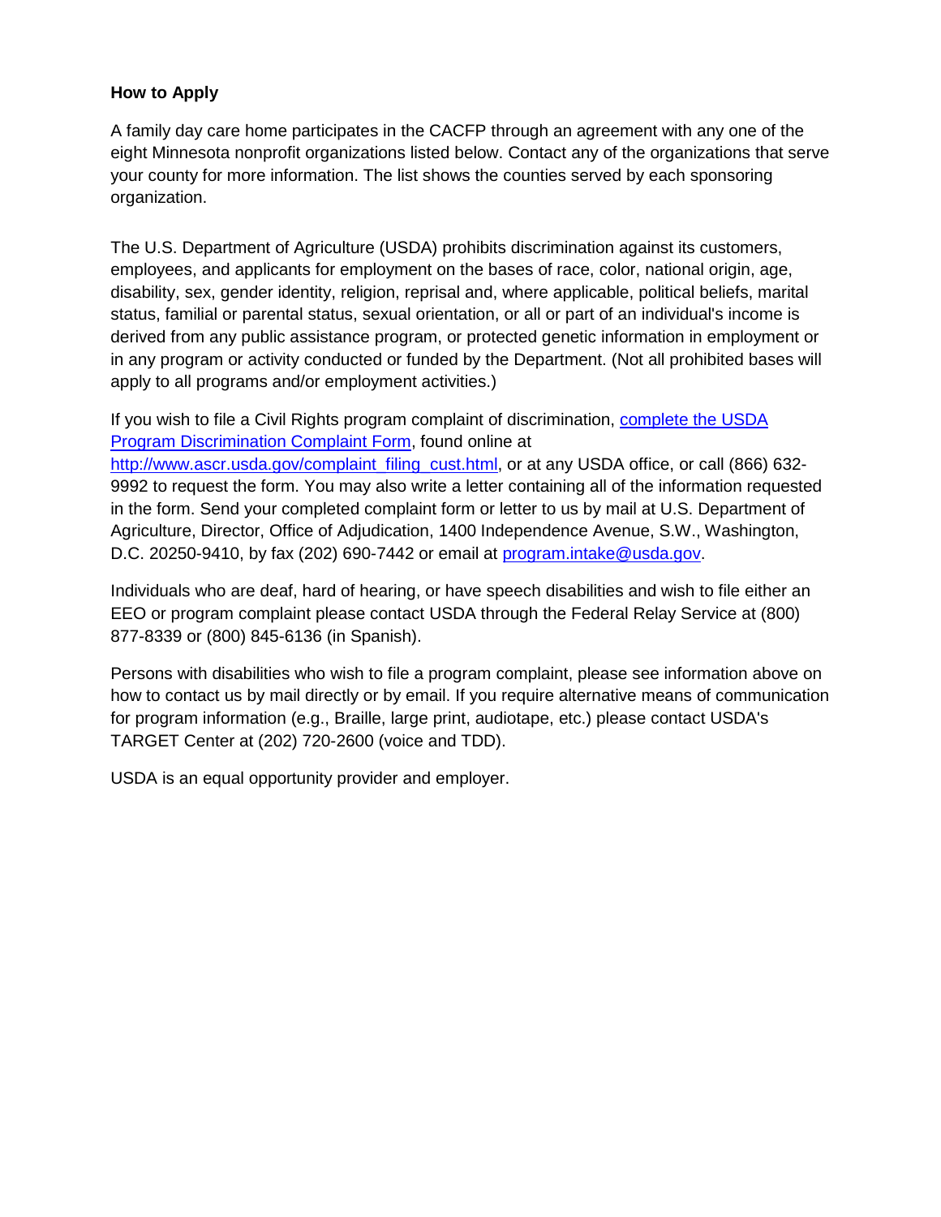**How to Apply**

A family day care home participates in the CACFP through an agreement with any one of the eight Minnesota nonprofit organizations listed below. Contact any of the organizations that serve your county for more information. The list shows the counties served by each sponsoring organization.

The U.S. Department of Agriculture (USDA) prohibits discrimination against its customers, employees, and applicants for employment on the bases of race, color, national origin, age, disability, sex, gender identity, religion, reprisal and, where applicable, political beliefs, marital status, familial or parental status, sexual orientation, or all or part of an individual's income is derived from any public assistance program, or protected genetic information in employment or in any program or activity conducted or funded by the Department. (Not all prohibited bases will apply to all programs and/or employment activities.)

If you wish to file a Civil Rights program complaint of discrimination, [complete the USDA Program Discrimination Complaint Form](http://www.ascr.usda.gov/complaint_filing_cust.html), found online at [http://www.ascr.usda.gov/complaint_filing_cust.html](http://www.ascr.usda.gov/complaint_filing_cust.html), or at any USDA office, or call (866) 632-9992 to request the form. You may also write a letter containing all of the information requested in the form. Send your completed complaint form or letter to us by mail at U.S. Department of Agriculture, Director, Office of Adjudication, 1400 Independence Avenue, S.W., Washington, D.C. 20250-9410, by fax (202) 690-7442 or email at [program.intake@usda.gov](mailto:program.intake@usda.gov).

Individuals who are deaf, hard of hearing, or have speech disabilities and wish to file either an EEO or program complaint please contact USDA through the Federal Relay Service at (800) 877-8339 or (800) 845-6136 (in Spanish).

Persons with disabilities who wish to file a program complaint, please see information above on how to contact us by mail directly or by email. If you require alternative means of communication for program information (e.g., Braille, large print, audiotape, etc.) please contact USDA's TARGET Center at (202) 720-2600 (voice and TDD).

USDA is an equal opportunity provider and employer.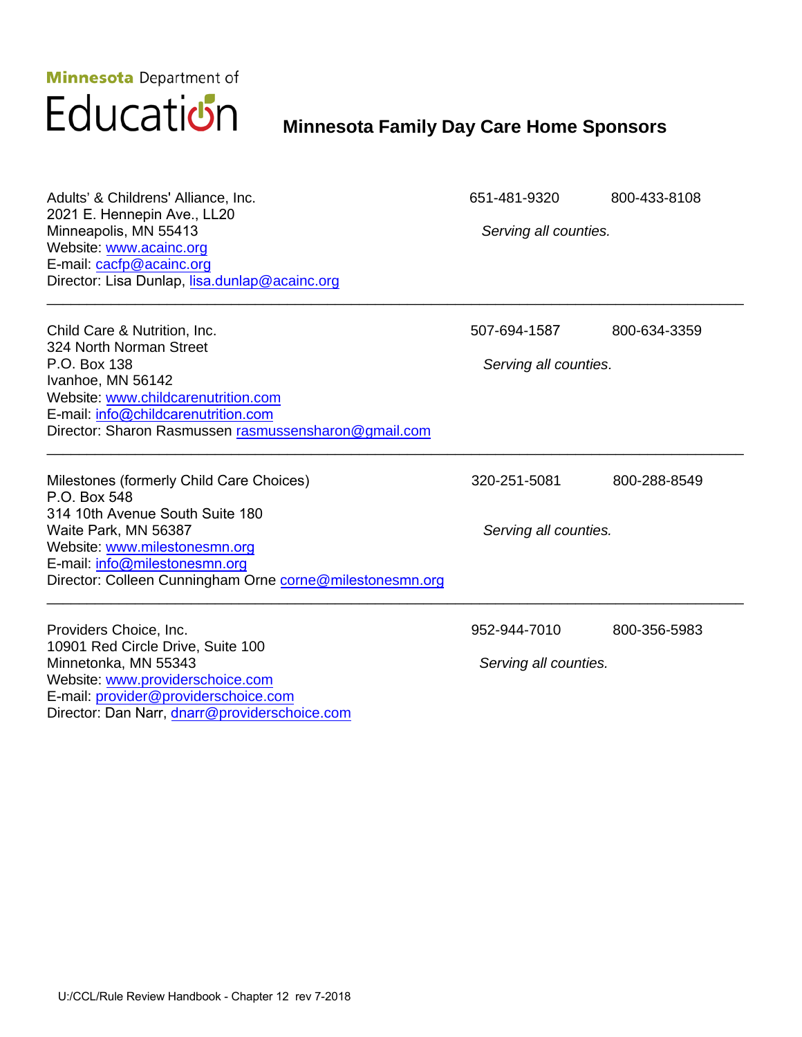Minnesota Department of Education

# Minnesota Family Day Care Home Sponsors

Adults' & Childrens' Alliance, Inc.
2021 E. Hennepin Ave., LL20
Minneapolis, MN 55413
Website: www.acainc.org
E-mail: cacfp@acainc.org
Director: Lisa Dunlap, lisa.dunlap@acainc.org

651-481-9320 800-433-8108

*Serving all counties.*

---

Child Care & Nutrition, Inc.
324 North Norman Street
P.O. Box 138
Ivanhoe, MN 56142
Website: www.childcarenutrition.com
E-mail: info@childcarenutrition.com
Director: Sharon Rasmussen rasmussensharon@gmail.com

507-694-1587 800-634-3359

*Serving all counties.*

---

Milestones (formerly Child Care Choices)
P.O. Box 548
314 10th Avenue South Suite 180
Waite Park, MN 56387
Website: www.milestonesmn.org
E-mail: info@milestonesmn.org
Director: Colleen Cunningham Orne corne@milestonesmn.org

320-251-5081 800-288-8549

*Serving all counties.*

---

Providers Choice, Inc.
10901 Red Circle Drive, Suite 100
Minnetonka, MN 55343
Website: www.providerschoice.com
E-mail: provider@providerschoice.com
Director: Dan Narr, dnarr@providerschoice.com

952-944-7010 800-356-5983

*Serving all counties.*

U:/CCL/Rule Review Handbook - Chapter 12 rev 7-2018